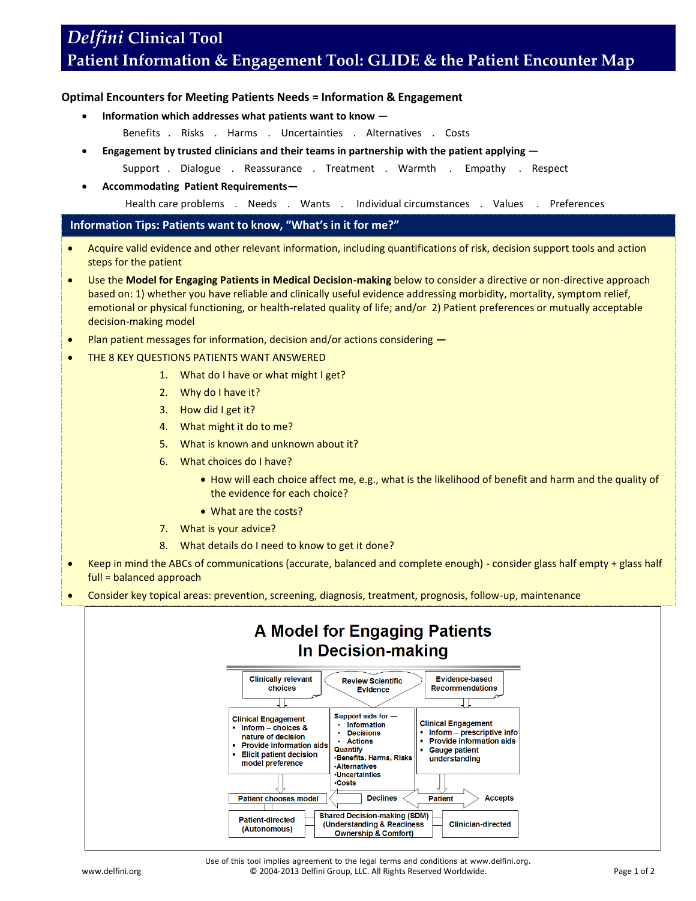# *Delfini* Clinical Tool

# Patient Information & Engagement Tool: GLIDE & the Patient Encounter Map

**Optimal Encounters for Meeting Patients Needs = Information & Engagement**

- **Information which addresses what patients want to know —**

  Benefits . Risks . Harms . Uncertainties . Alternatives . Costs

- **Engagement by trusted clinicians and their teams in partnership with the patient applying —**

  Support . Dialogue . Reassurance . Treatment . Warmth . Empathy . Respect

- **Accommodating Patient Requirements—**

  Health care problems . Needs . Wants . Individual circumstances . Values . Preferences

## Information Tips: Patients want to know, "What's in it for me?"

- Acquire valid evidence and other relevant information, including quantifications of risk, decision support tools and action steps for the patient
- Use the **Model for Engaging Patients in Medical Decision-making** below to consider a directive or non-directive approach based on: 1) whether you have reliable and clinically useful evidence addressing morbidity, mortality, symptom relief, emotional or physical functioning, or health-related quality of life; and/or 2) Patient preferences or mutually acceptable decision-making model
- Plan patient messages for information, decision and/or actions considering —
- THE 8 KEY QUESTIONS PATIENTS WANT ANSWERED
  1. What do I have or what might I get?
  2. Why do I have it?
  3. How did I get it?
  4. What might it do to me?
  5. What is known and unknown about it?
  6. What choices do I have?
     - How will each choice affect me, e.g., what is the likelihood of benefit and harm and the quality of the evidence for each choice?
     - What are the costs?
  7. What is your advice?
  8. What details do I need to know to get it done?
- Keep in mind the ABCs of communications (accurate, balanced and complete enough) - consider glass half empty + glass half full = balanced approach
- Consider key topical areas: prevention, screening, diagnosis, treatment, prognosis, follow-up, maintenance

## A Model for Engaging Patients In Decision-making

Clinically relevant choices | Review Scientific Evidence | Evidence-based Recommendations

**Clinical Engagement**
- Inform – choices & nature of decision
- Provide information aids
- Elicit patient decision model preference

**Support aids for —**
- Information
- Decisions
- Actions

**Quantify**
- Benefits, Harms, Risks
- Alternatives
- Uncertainties
- Costs

**Clinical Engagement**
- Inform – prescriptive info
- Provide information aids
- Gauge patient understanding

Patient chooses model | Declines | Patient | Accepts

Patient-directed (Autonomous) | Shared Decision-making (SDM) (Understanding & Readiness Ownership & Comfort) | Clinician-directed

Use of this tool implies agreement to the legal terms and conditions at www.delfini.org.
© 2004-2013 Delfini Group, LLC. All Rights Reserved Worldwide.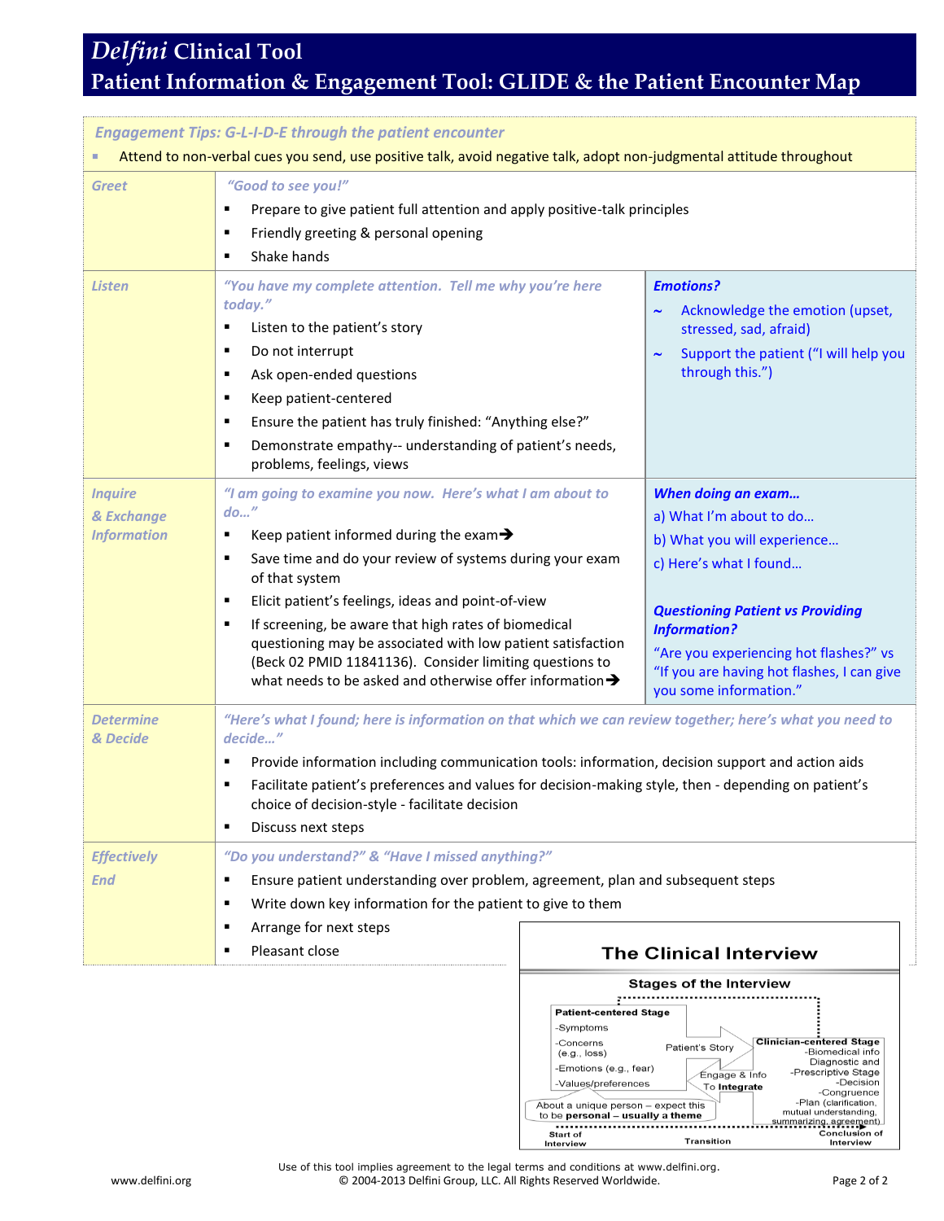# *Delfini* Clinical Tool

## Patient Information & Engagement Tool: GLIDE & the Patient Encounter Map

***Engagement Tips: G-L-I-D-E through the patient encounter***

- Attend to non-verbal cues you send, use positive talk, avoid negative talk, adopt non-judgmental attitude throughout

| | | |
|---|---|---|
| ***Greet*** | ***"Good to see you!"***<br>▪ Prepare to give patient full attention and apply positive-talk principles<br>▪ Friendly greeting & personal opening<br>▪ Shake hands | |
| ***Listen*** | ***"You have my complete attention. Tell me why you're here today."***<br>▪ Listen to the patient's story<br>▪ Do not interrupt<br>▪ Ask open-ended questions<br>▪ Keep patient-centered<br>▪ Ensure the patient has truly finished: "Anything else?"<br>▪ Demonstrate empathy-- understanding of patient's needs, problems, feelings, views | ***Emotions?***<br>~ Acknowledge the emotion (upset, stressed, sad, afraid)<br>~ Support the patient ("I will help you through this.") |
| ***Inquire & Exchange Information*** | ***"I am going to examine you now. Here's what I am about to do…"***<br>▪ Keep patient informed during the exam➔<br>▪ Save time and do your review of systems during your exam of that system<br>▪ Elicit patient's feelings, ideas and point-of-view<br>▪ If screening, be aware that high rates of biomedical questioning may be associated with low patient satisfaction (Beck 02 PMID 11841136). Consider limiting questions to what needs to be asked and otherwise offer information➔ | ***When doing an exam…***<br>a) What I'm about to do…<br>b) What you will experience…<br>c) Here's what I found…<br><br>***Questioning Patient vs Providing Information?***<br>"Are you experiencing hot flashes?" vs "If you are having hot flashes, I can give you some information." |
| ***Determine & Decide*** | ***"Here's what I found; here is information on that which we can review together; here's what you need to decide…"***<br>▪ Provide information including communication tools: information, decision support and action aids<br>▪ Facilitate patient's preferences and values for decision-making style, then - depending on patient's choice of decision-style - facilitate decision<br>▪ Discuss next steps | |
| ***Effectively End*** | ***"Do you understand?" & "Have I missed anything?"***<br>▪ Ensure patient understanding over problem, agreement, plan and subsequent steps<br>▪ Write down key information for the patient to give to them<br>▪ Arrange for next steps<br>▪ Pleasant close | |

**The Clinical Interview**

**Stages of the Interview**

**Patient-centered Stage**
-Symptoms
-Concerns (e.g., loss)
-Emotions (e.g., fear)
-Values/preferences

Patient's Story

About a unique person – expect this to be **personal** – **usually a theme**

Engage & Info To **Integrate**

**Clinician-centered Stage**
-Biomedical info
Diagnostic and
-Prescriptive Stage
-Decision
-Congruence
-Plan (clarification, mutual understanding, summarizing, agreement)

Start of Interview

Transition

Conclusion of Interview

Use of this tool implies agreement to the legal terms and conditions at www.delfini.org.
© 2004-2013 Delfini Group, LLC. All Rights Reserved Worldwide.